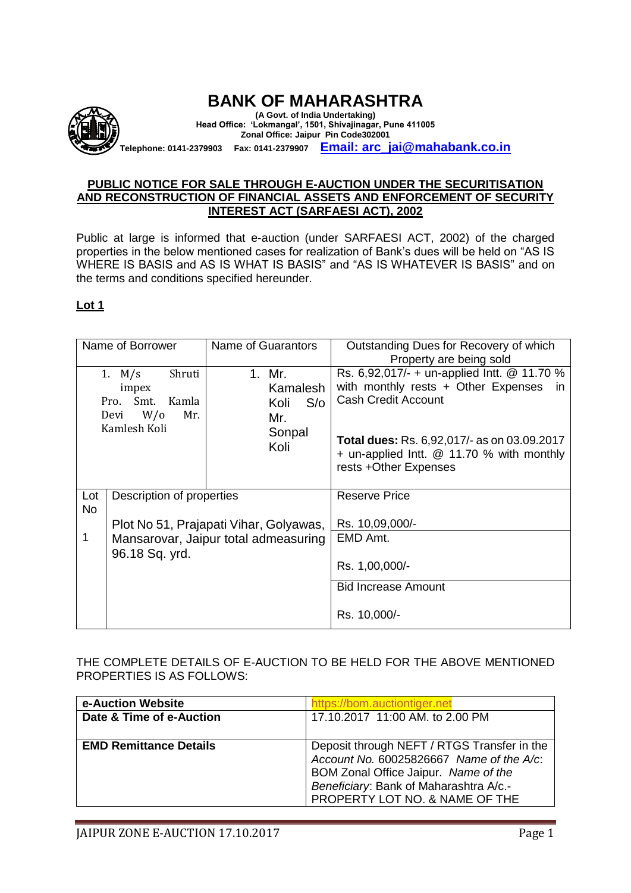# BANK OF MAHARASHTRA

**(A Govt. of India Undertaking)**
**Head Office: 'Lokmangal', 1501, Shivajinagar, Pune 411005**
**Zonal Office: Jaipur Pin Code302001**
**Telephone: 0141-2379903 Fax: 0141-2379907 Email: arc_jai@mahabank.co.in**

## PUBLIC NOTICE FOR SALE THROUGH E-AUCTION UNDER THE SECURITISATION AND RECONSTRUCTION OF FINANCIAL ASSETS AND ENFORCEMENT OF SECURITY INTEREST ACT (SARFAESI ACT), 2002

Public at large is informed that e-auction (under SARFAESI ACT, 2002) of the charged properties in the below mentioned cases for realization of Bank's dues will be held on "AS IS WHERE IS BASIS and AS IS WHAT IS BASIS" and "AS IS WHATEVER IS BASIS" and on the terms and conditions specified hereunder.

**Lot 1**

| Name of Borrower | | Name of Guarantors | Outstanding Dues for Recovery of which Property are being sold |
|---|---|---|---|
| 1. M/s Shruti impex Pro. Smt. Kamla Devi W/o Mr. Kamlesh Koli | | 1. Mr. Kamalesh Koli S/o Mr. Sonpal Koli | Rs. 6,92,017/- + un-applied Intt. @ 11.70 % with monthly rests + Other Expenses in Cash Credit Account<br><br>**Total dues:** Rs. 6,92,017/- as on 03.09.2017 + un-applied Intt. @ 11.70 % with monthly rests +Other Expenses |
| Lot No | Description of properties | | Reserve Price |
| 1 | Plot No 51, Prajapati Vihar, Golyawas, Mansarovar, Jaipur total admeasuring 96.18 Sq. yrd. | | Rs. 10,09,000/- |
| | | | EMD Amt.<br><br>Rs. 1,00,000/- |
| | | | Bid Increase Amount<br><br>Rs. 10,000/- |

THE COMPLETE DETAILS OF E-AUCTION TO BE HELD FOR THE ABOVE MENTIONED PROPERTIES IS AS FOLLOWS:

| **e-Auction Website** | https://bom.auctiontiger.net |
|---|---|
| **Date & Time of e-Auction** | 17.10.2017 11:00 AM. to 2.00 PM |
| **EMD Remittance Details** | Deposit through NEFT / RTGS Transfer in the *Account No.* 60025826667 *Name of the A/c*: BOM Zonal Office Jaipur. *Name of the Beneficiary*: Bank of Maharashtra A/c.- PROPERTY LOT NO. & NAME OF THE |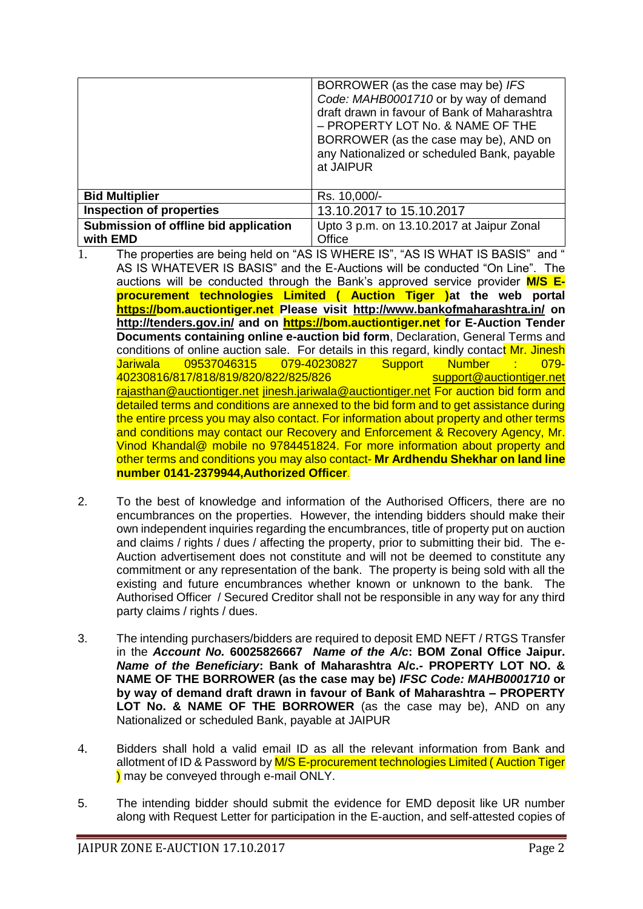|  |  |
|---|---|
|  | BORROWER (as the case may be) *IFS Code: MAHB0001710* or by way of demand draft drawn in favour of Bank of Maharashtra – PROPERTY LOT No. & NAME OF THE BORROWER (as the case may be), AND on any Nationalized or scheduled Bank, payable at JAIPUR |
| **Bid Multiplier** | Rs. 10,000/- |
| **Inspection of properties** | 13.10.2017 to 15.10.2017 |
| **Submission of offline bid application with EMD** | Upto 3 p.m. on 13.10.2017 at Jaipur Zonal Office |

1. The properties are being held on "AS IS WHERE IS", "AS IS WHAT IS BASIS" and " AS IS WHATEVER IS BASIS" and the E-Auctions will be conducted "On Line". The auctions will be conducted through the Bank's approved service provider **M/S E-procurement technologies Limited ( Auction Tiger )at the web portal https://bom.auctiontiger.net Please visit http://www.bankofmaharashtra.in/ on http://tenders.gov.in/ and on https://bom.auctiontiger.net for E-Auction Tender Documents containing online e-auction bid form**, Declaration, General Terms and conditions of online auction sale. For details in this regard, kindly contact Mr. Jinesh Jariwala 09537046315 079-40230827 Support Number : 079-40230816/817/818/819/820/822/825/826 support@auctiontiger.net rajasthan@auctiontiger.net jinesh.jariwala@auctiontiger.net For auction bid form and detailed terms and conditions are annexed to the bid form and to get assistance during the entire prcess you may also contact. For information about property and other terms and conditions may contact our Recovery and Enforcement & Recovery Agency, Mr. Vinod Khandal@ mobile no 9784451824. For more information about property and other terms and conditions you may also contact- **Mr Ardhendu Shekhar on land line number 0141-2379944,Authorized Officer**.

2. To the best of knowledge and information of the Authorised Officers, there are no encumbrances on the properties. However, the intending bidders should make their own independent inquiries regarding the encumbrances, title of property put on auction and claims / rights / dues / affecting the property, prior to submitting their bid. The e-Auction advertisement does not constitute and will not be deemed to constitute any commitment or any representation of the bank. The property is being sold with all the existing and future encumbrances whether known or unknown to the bank. The Authorised Officer / Secured Creditor shall not be responsible in any way for any third party claims / rights / dues.

3. The intending purchasers/bidders are required to deposit EMD NEFT / RTGS Transfer in the ***Account No.* 60025826667** ***Name of the A/c*: BOM Zonal Office Jaipur. *Name of the Beneficiary*: Bank of Maharashtra A/c.- PROPERTY LOT NO. & NAME OF THE BORROWER (as the case may be) *IFSC Code: MAHB0001710* or by way of demand draft drawn in favour of Bank of Maharashtra – PROPERTY LOT No. & NAME OF THE BORROWER** (as the case may be), AND on any Nationalized or scheduled Bank, payable at JAIPUR

4. Bidders shall hold a valid email ID as all the relevant information from Bank and allotment of ID & Password by M/S E-procurement technologies Limited ( Auction Tiger ) may be conveyed through e-mail ONLY.

5. The intending bidder should submit the evidence for EMD deposit like UR number along with Request Letter for participation in the E-auction, and self-attested copies of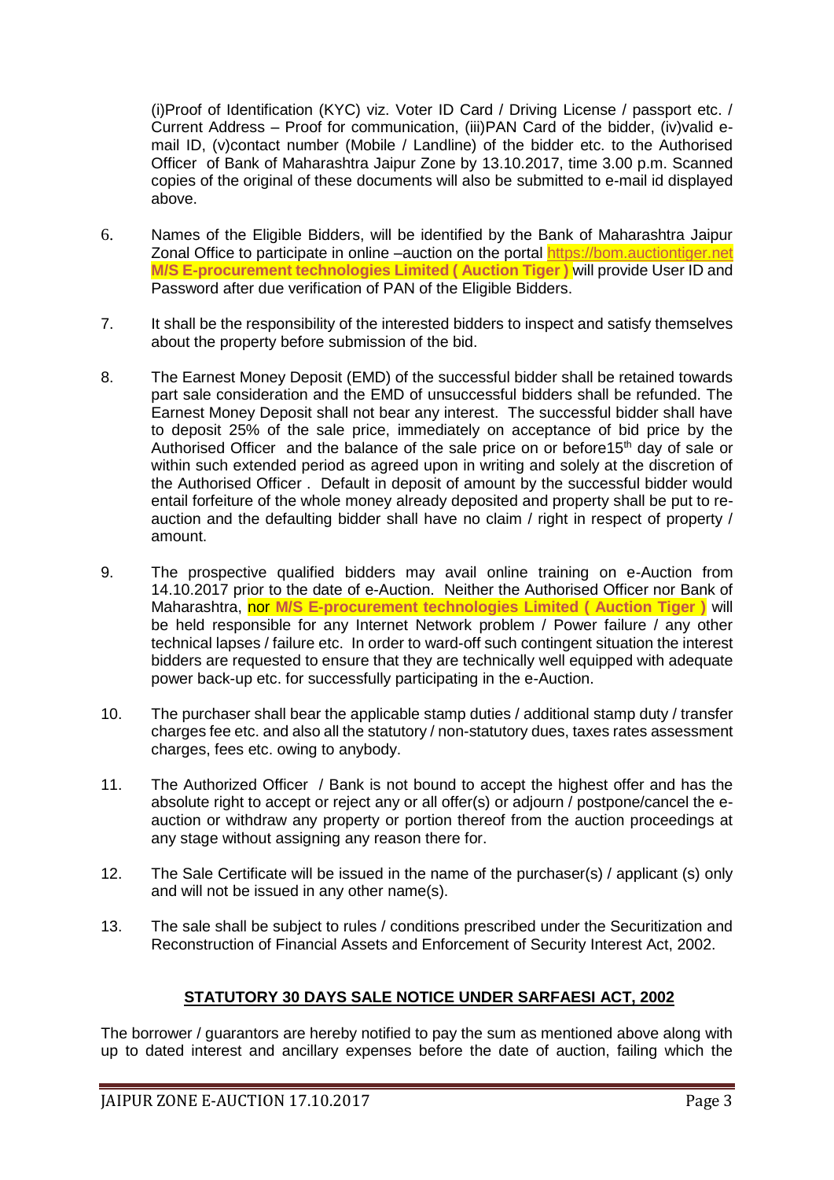(i)Proof of Identification (KYC) viz. Voter ID Card / Driving License / passport etc. / Current Address – Proof for communication, (iii)PAN Card of the bidder, (iv)valid e-mail ID, (v)contact number (Mobile / Landline) of the bidder etc. to the Authorised Officer of Bank of Maharashtra Jaipur Zone by 13.10.2017, time 3.00 p.m. Scanned copies of the original of these documents will also be submitted to e-mail id displayed above.

6. Names of the Eligible Bidders, will be identified by the Bank of Maharashtra Jaipur Zonal Office to participate in online –auction on the portal https://bom.auctiontiger.net **M/S E-procurement technologies Limited ( Auction Tiger )** will provide User ID and Password after due verification of PAN of the Eligible Bidders.

7. It shall be the responsibility of the interested bidders to inspect and satisfy themselves about the property before submission of the bid.

8. The Earnest Money Deposit (EMD) of the successful bidder shall be retained towards part sale consideration and the EMD of unsuccessful bidders shall be refunded. The Earnest Money Deposit shall not bear any interest. The successful bidder shall have to deposit 25% of the sale price, immediately on acceptance of bid price by the Authorised Officer and the balance of the sale price on or before15th day of sale or within such extended period as agreed upon in writing and solely at the discretion of the Authorised Officer . Default in deposit of amount by the successful bidder would entail forfeiture of the whole money already deposited and property shall be put to re-auction and the defaulting bidder shall have no claim / right in respect of property / amount.

9. The prospective qualified bidders may avail online training on e-Auction from 14.10.2017 prior to the date of e-Auction. Neither the Authorised Officer nor Bank of Maharashtra, nor **M/S E-procurement technologies Limited ( Auction Tiger )** will be held responsible for any Internet Network problem / Power failure / any other technical lapses / failure etc. In order to ward-off such contingent situation the interest bidders are requested to ensure that they are technically well equipped with adequate power back-up etc. for successfully participating in the e-Auction.

10. The purchaser shall bear the applicable stamp duties / additional stamp duty / transfer charges fee etc. and also all the statutory / non-statutory dues, taxes rates assessment charges, fees etc. owing to anybody.

11. The Authorized Officer / Bank is not bound to accept the highest offer and has the absolute right to accept or reject any or all offer(s) or adjourn / postpone/cancel the e-auction or withdraw any property or portion thereof from the auction proceedings at any stage without assigning any reason there for.

12. The Sale Certificate will be issued in the name of the purchaser(s) / applicant (s) only and will not be issued in any other name(s).

13. The sale shall be subject to rules / conditions prescribed under the Securitization and Reconstruction of Financial Assets and Enforcement of Security Interest Act, 2002.

## STATUTORY 30 DAYS SALE NOTICE UNDER SARFAESI ACT, 2002

The borrower / guarantors are hereby notified to pay the sum as mentioned above along with up to dated interest and ancillary expenses before the date of auction, failing which the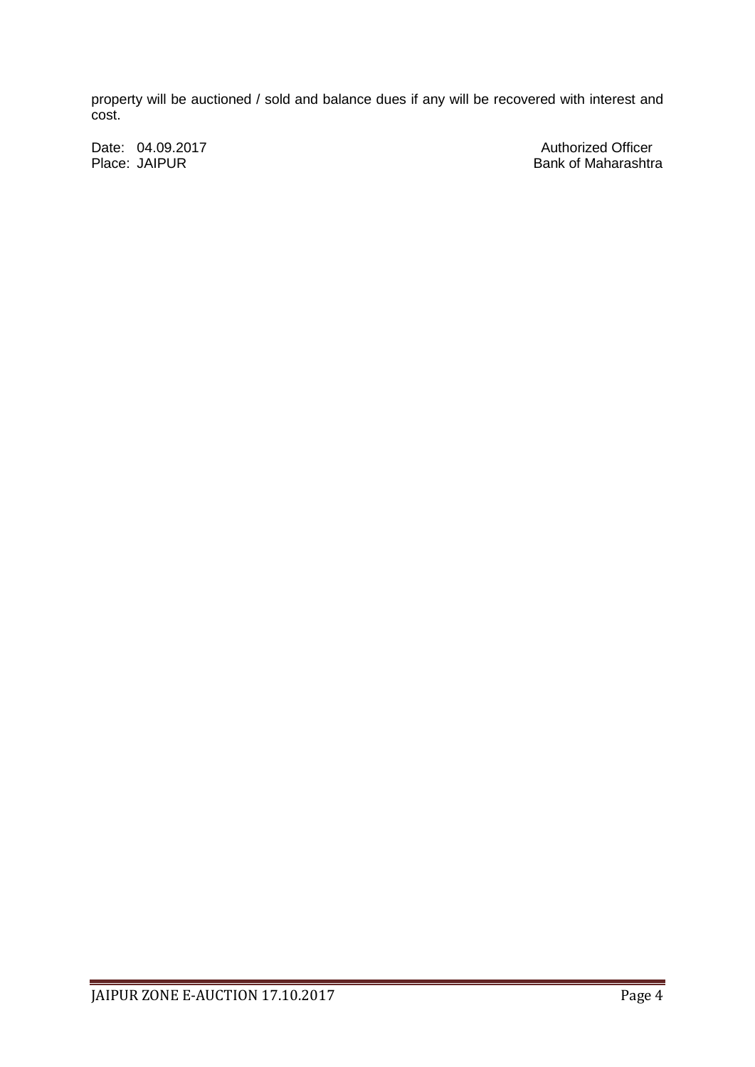property will be auctioned / sold and balance dues if any will be recovered with interest and cost.

Date: 04.09.2017
Place: JAIPUR

Authorized Officer
Bank of Maharashtra